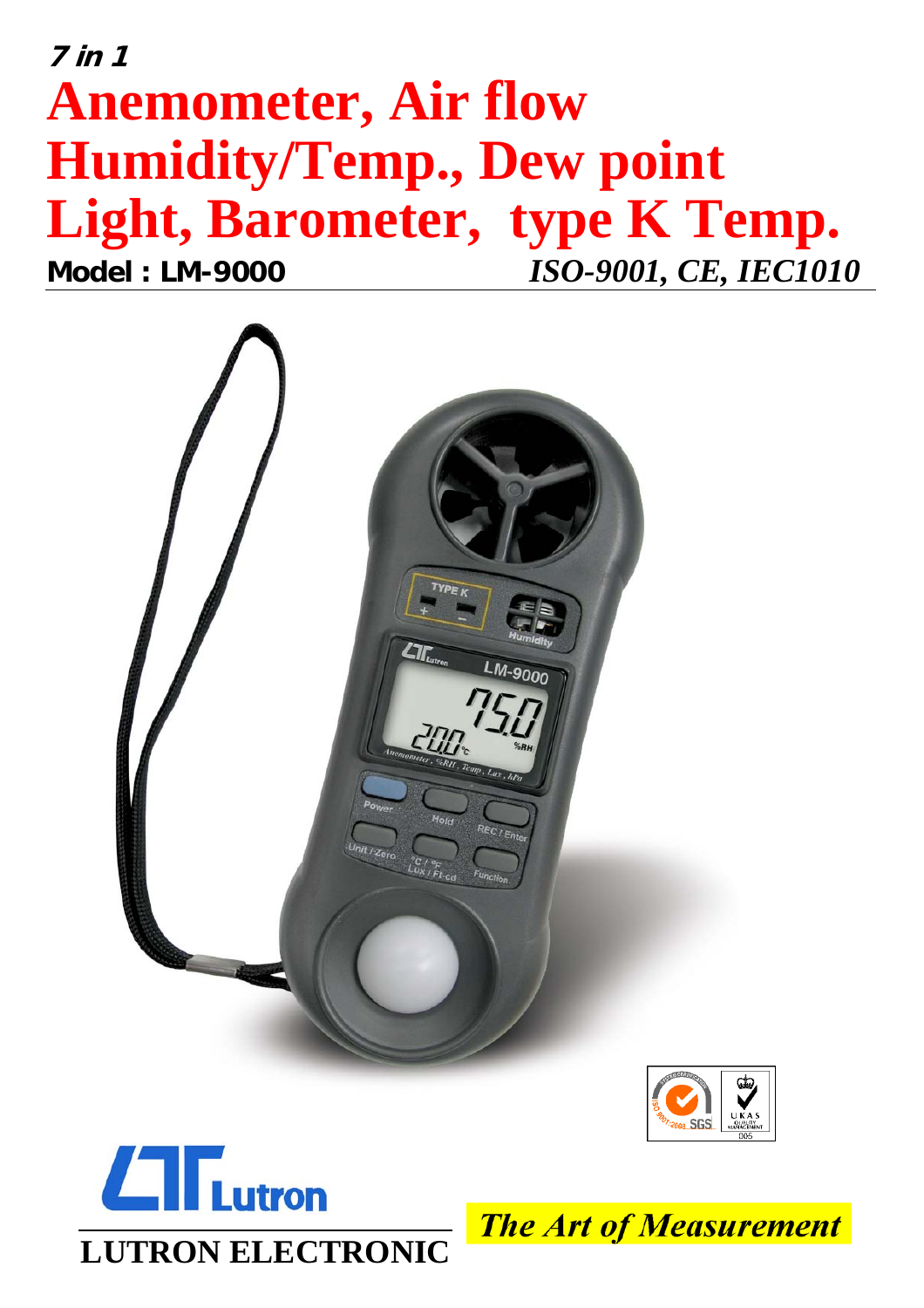**7 in 1**

# Anemometer, Air flow Humidity/Temp., Dew point Light, Barometer, type K Temp.

**Model : LM-9000** *ISO-9001, CE, IEC1010*

**LUTRON ELECTRONIC**

*The Art of Measurement*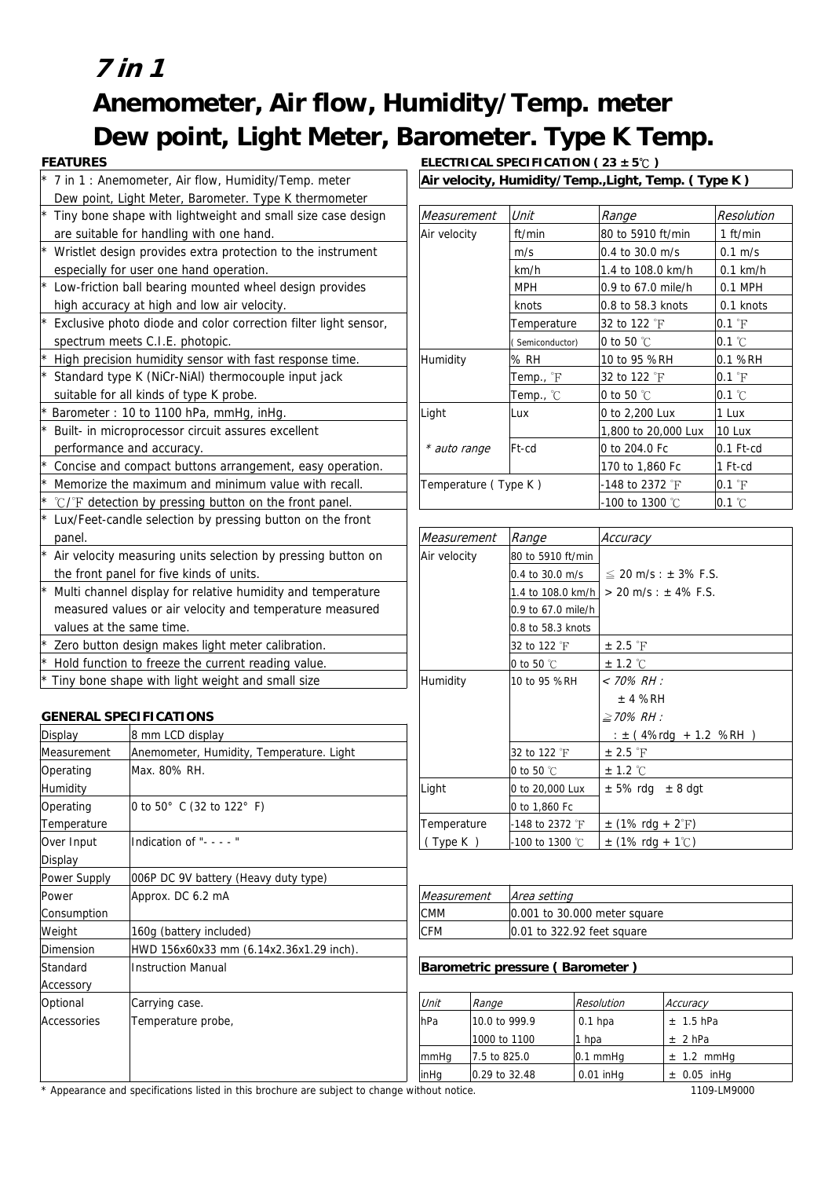# 7 in 1

# Anemometer, Air flow, Humidity/Temp. meter Dew point, Light Meter, Barometer. Type K Temp.

## FEATURES

- 7 in 1 : Anemometer, Air flow, Humidity/Temp. meter Dew point, Light Meter, Barometer. Type K thermometer
- Tiny bone shape with lightweight and small size case design are suitable for handling with one hand.
- Wristlet design provides extra protection to the instrument especially for user one hand operation.
- Low-friction ball bearing mounted wheel design provides high accuracy at high and low air velocity.
- Exclusive photo diode and color correction filter light sensor, spectrum meets C.I.E. photopic.
- High precision humidity sensor with fast response time.
- Standard type K (NiCr-NiAl) thermocouple input jack suitable for all kinds of type K probe.
- Barometer : 10 to 1100 hPa, mmHg, inHg.
- Built- in microprocessor circuit assures excellent performance and accuracy.
- Concise and compact buttons arrangement, easy operation.
- Memorize the maximum and minimum value with recall.
- ℃/℉ detection by pressing button on the front panel.
- Lux/Feet-candle selection by pressing button on the front panel.
- Air velocity measuring units selection by pressing button on the front panel for five kinds of units.
- Multi channel display for relative humidity and temperature measured values or air velocity and temperature measured values at the same time.
- Zero button design makes light meter calibration.
- Hold function to freeze the current reading value.
- Tiny bone shape with light weight and small size

## GENERAL SPECIFICATIONS

| | |
|---|---|
| Display | 8 mm LCD display |
| Measurement | Anemometer, Humidity, Temperature. Light |
| Operating Humidity | Max. 80% RH. |
| Operating Temperature | 0 to 50° C (32 to 122° F) |
| Over Input Display | Indication of "- - - - " |
| Power Supply | 006P DC 9V battery (Heavy duty type) |
| Power Consumption | Approx. DC 6.2 mA |
| Weight | 160g (battery included) |
| Dimension | HWD 156x60x33 mm (6.14x2.36x1.29 inch). |
| Standard Accessory | Instruction Manual |
| Optional Accessories | Carrying case. Temperature probe, |

## ELECTRICAL SPECIFICATION ( 23 ± 5℃ )

### Air velocity, Humidity/Temp.,Light, Temp. ( Type K )

| *Measurement* | *Unit* | *Range* | *Resolution* |
|---|---|---|---|
| Air velocity | ft/min | 80 to 5910 ft/min | 1 ft/min |
| | m/s | 0.4 to 30.0 m/s | 0.1 m/s |
| | km/h | 1.4 to 108.0 km/h | 0.1 km/h |
| | MPH | 0.9 to 67.0 mile/h | 0.1 MPH |
| | knots | 0.8 to 58.3 knots | 0.1 knots |
| | Temperature | 32 to 122 ℉ | 0.1 ℉ |
| | ( Semiconductor) | 0 to 50 ℃ | 0.1 ℃ |
| Humidity | % RH | 10 to 95 %RH | 0.1 %RH |
| | Temp., ℉ | 32 to 122 ℉ | 0.1 ℉ |
| | Temp., ℃ | 0 to 50 ℃ | 0.1 ℃ |
| Light | Lux | 0 to 2,200 Lux | 1 Lux |
| | | 1,800 to 20,000 Lux | 10 Lux |
| *\* auto range* | Ft-cd | 0 to 204.0 Fc | 0.1 Ft-cd |
| | | 170 to 1,860 Fc | 1 Ft-cd |
| Temperature ( Type K ) | | -148 to 2372 ℉ | 0.1 ℉ |
| | | -100 to 1300 ℃ | 0.1 ℃ |

| *Measurement* | *Range* | *Accuracy* |
|---|---|---|
| Air velocity | 80 to 5910 ft/min | ≦ 20 m/s : ± 3% F.S. |
| | 0.4 to 30.0 m/s | > 20 m/s : ± 4% F.S. |
| | 1.4 to 108.0 km/h | |
| | 0.9 to 67.0 mile/h | |
| | 0.8 to 58.3 knots | |
| | 32 to 122 ℉ | ± 2.5 ℉ |
| | 0 to 50 ℃ | ± 1.2 ℃ |
| Humidity | 10 to 95 %RH | *< 70% RH :* ± 4 %RH *≧70% RH :* : ± ( 4%rdg + 1.2 %RH ) |
| | 32 to 122 ℉ | ± 2.5 ℉ |
| | 0 to 50 ℃ | ± 1.2 ℃ |
| Light | 0 to 20,000 Lux | ± 5% rdg ± 8 dgt |
| | 0 to 1,860 Fc | |
| Temperature ( Type K ) | -148 to 2372 ℉ | ± (1% rdg + 2℉) |
| | -100 to 1300 ℃ | ± (1% rdg + 1℃) |

| *Measurement* | *Area setting* |
|---|---|
| CMM | 0.001 to 30.000 meter square |
| CFM | 0.01 to 322.92 feet square |

### Barometric pressure ( Barometer )

| *Unit* | *Range* | *Resolution* | *Accuracy* |
|---|---|---|---|
| hPa | 10.0 to 999.9 | 0.1 hpa | ± 1.5 hPa |
| | 1000 to 1100 | 1 hpa | ± 2 hPa |
| mmHg | 7.5 to 825.0 | 0.1 mmHg | ± 1.2 mmHg |
| inHg | 0.29 to 32.48 | 0.01 inHg | ± 0.05 inHg |

\* Appearance and specifications listed in this brochure are subject to change without notice.

1109-LM9000